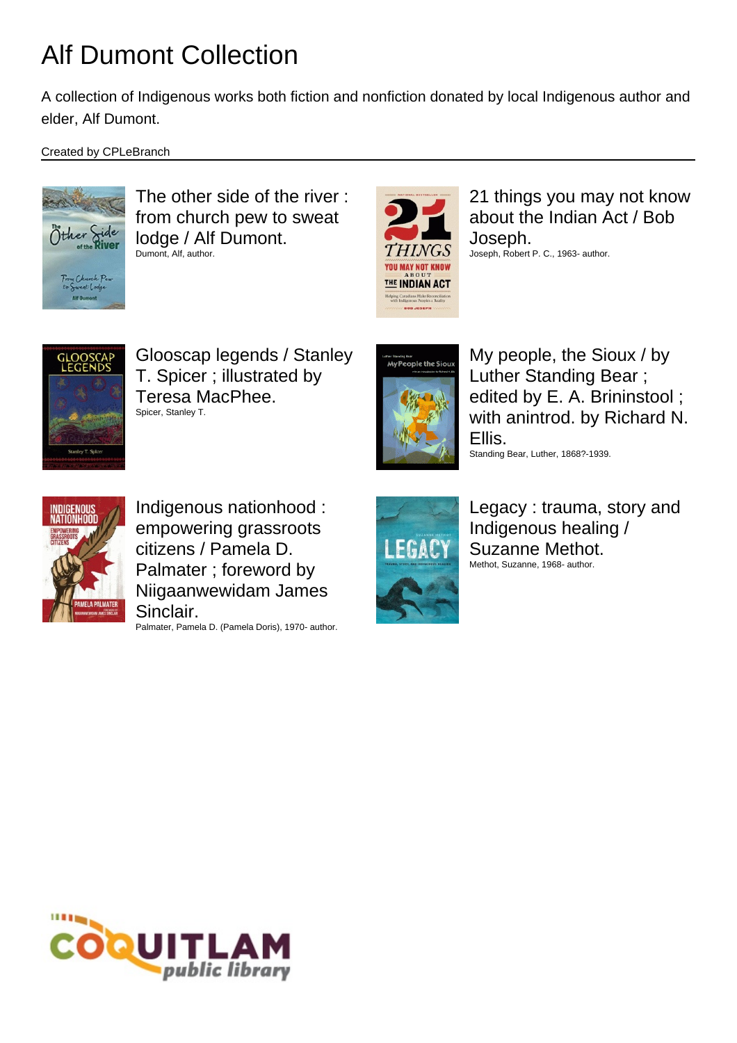# Alf Dumont Collection

A collection of Indigenous works both fiction and nonfiction donated by local Indigenous author and elder, Alf Dumont.

Created by CPLeBranch

The other side of the river : from church pew to sweat lodge / Alf Dumont.
Dumont, Alf, author.

21 things you may not know about the Indian Act / Bob Joseph.
Joseph, Robert P. C., 1963- author.

Glooscap legends / Stanley T. Spicer ; illustrated by Teresa MacPhee.
Spicer, Stanley T.

My people, the Sioux / by Luther Standing Bear ; edited by E. A. Brininstool ; with anintrod. by Richard N. Ellis.
Standing Bear, Luther, 1868?-1939.

Indigenous nationhood : empowering grassroots citizens / Pamela D. Palmater ; foreword by Niigaanwewidam James Sinclair.
Palmater, Pamela D. (Pamela Doris), 1970- author.

Legacy : trauma, story and Indigenous healing / Suzanne Methot.
Methot, Suzanne, 1968- author.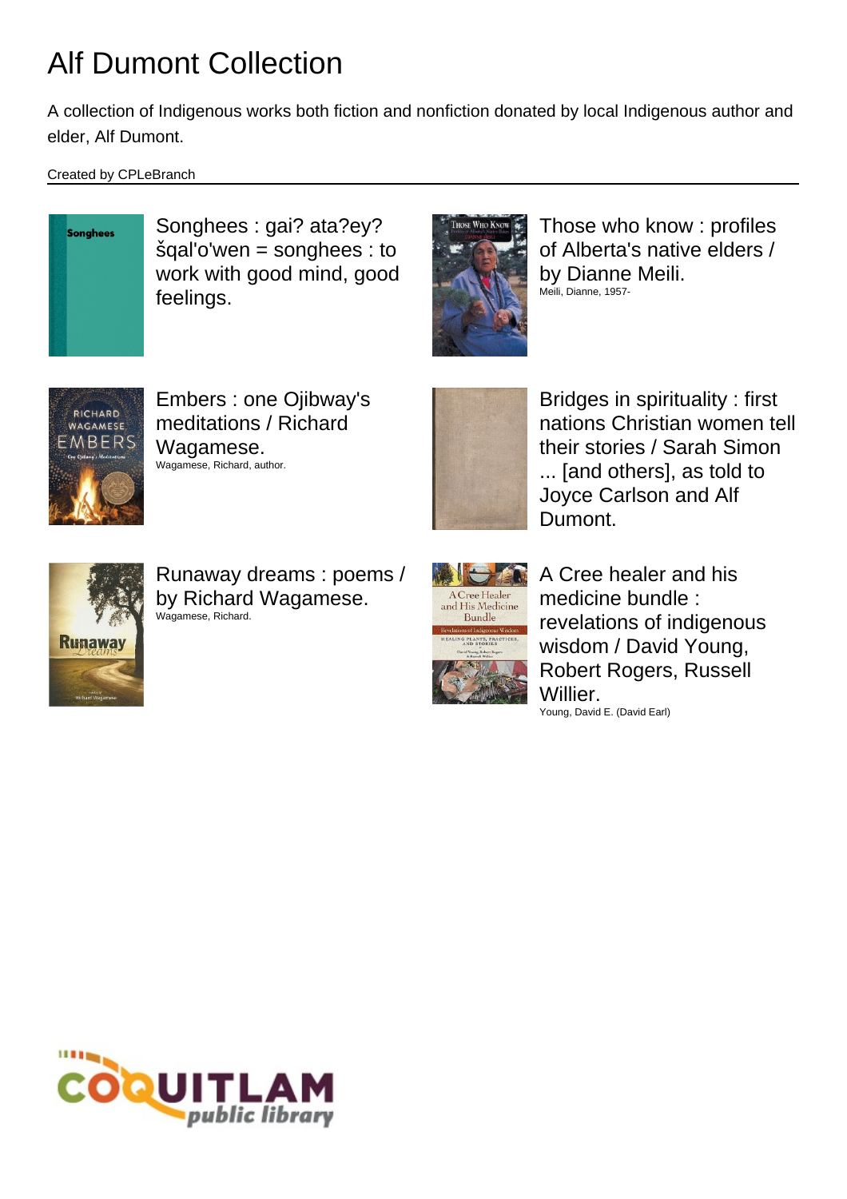# Alf Dumont Collection

A collection of Indigenous works both fiction and nonfiction donated by local Indigenous author and elder, Alf Dumont.

Created by CPLeBranch

Songhees : gai? ata?ey? šqal'o'wen = songhees : to work with good mind, good feelings.

Those who know : profiles of Alberta's native elders / by Dianne Meili.
Meili, Dianne, 1957-

Embers : one Ojibway's meditations / Richard Wagamese.
Wagamese, Richard, author.

Bridges in spirituality : first nations Christian women tell their stories / Sarah Simon ... [and others], as told to Joyce Carlson and Alf Dumont.

Runaway dreams : poems / by Richard Wagamese.
Wagamese, Richard.

A Cree healer and his medicine bundle : revelations of indigenous wisdom / David Young, Robert Rogers, Russell Willier.
Young, David E. (David Earl)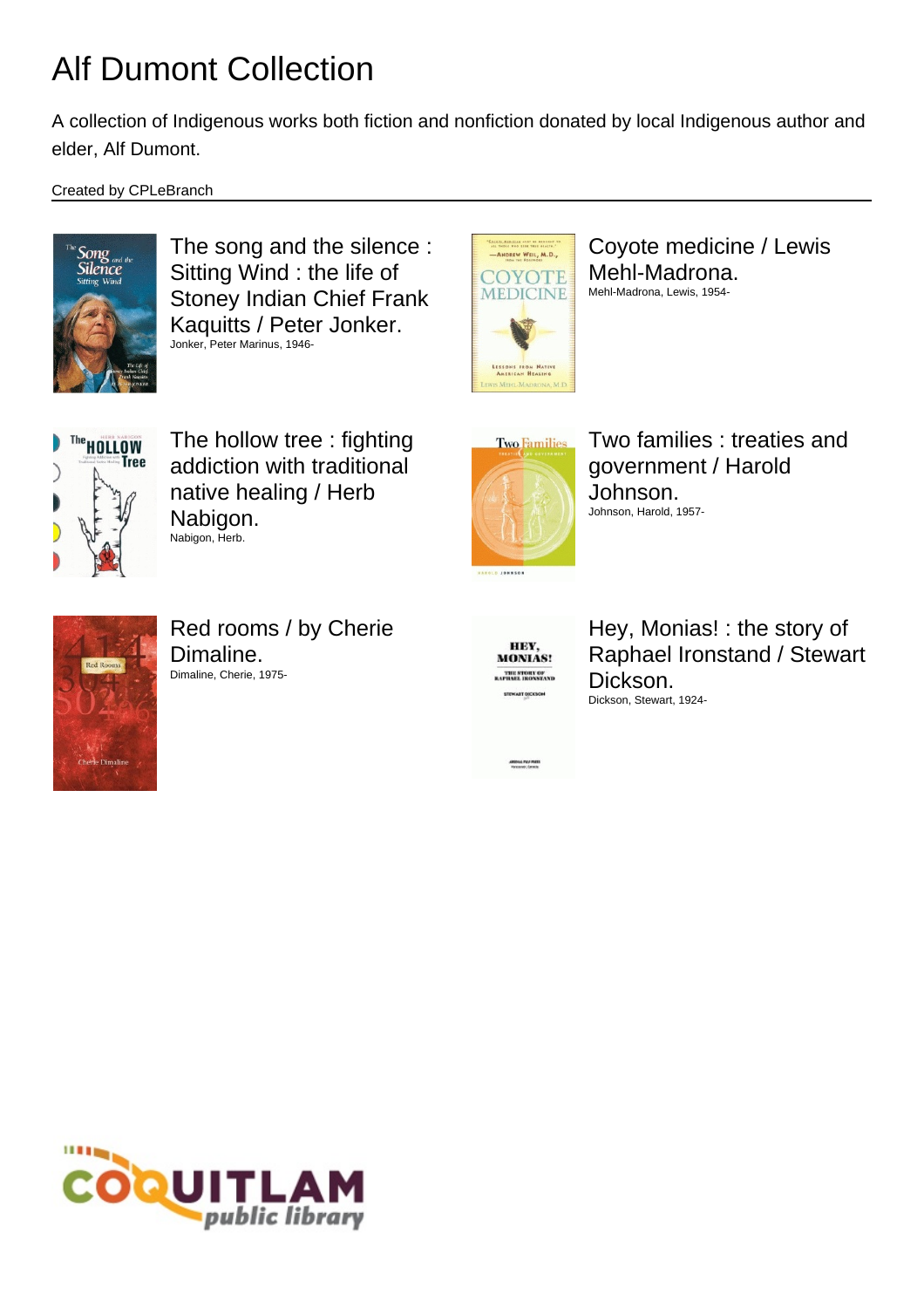# Alf Dumont Collection

A collection of Indigenous works both fiction and nonfiction donated by local Indigenous author and elder, Alf Dumont.

Created by CPLeBranch

The song and the silence : Sitting Wind : the life of Stoney Indian Chief Frank Kaquitts / Peter Jonker.
Jonker, Peter Marinus, 1946-

Coyote medicine / Lewis Mehl-Madrona.
Mehl-Madrona, Lewis, 1954-

The hollow tree : fighting addiction with traditional native healing / Herb Nabigon.
Nabigon, Herb.

Two families : treaties and government / Harold Johnson.
Johnson, Harold, 1957-

Red rooms / by Cherie Dimaline.
Dimaline, Cherie, 1975-

Hey, Monias! : the story of Raphael Ironstand / Stewart Dickson.
Dickson, Stewart, 1924-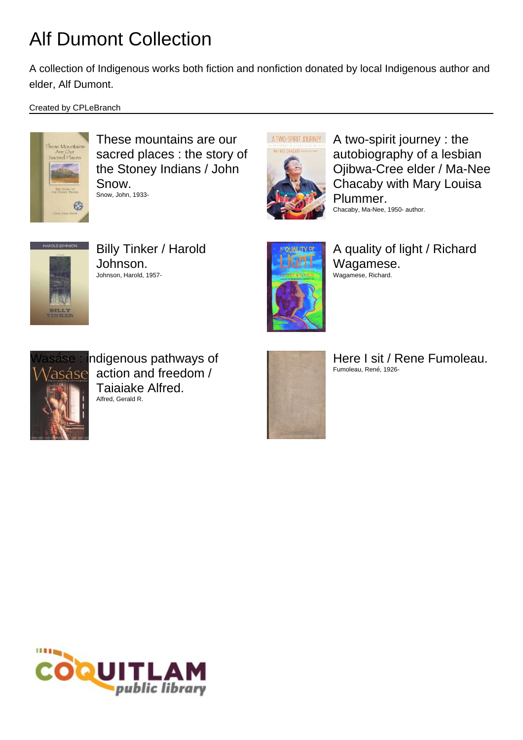# Alf Dumont Collection

A collection of Indigenous works both fiction and nonfiction donated by local Indigenous author and elder, Alf Dumont.

Created by CPLeBranch

These mountains are our sacred places : the story of the Stoney Indians / John Snow.
Snow, John, 1933-

A two-spirit journey : the autobiography of a lesbian Ojibwa-Cree elder / Ma-Nee Chacaby with Mary Louisa Plummer.
Chacaby, Ma-Nee, 1950- author.

Billy Tinker / Harold Johnson.
Johnson, Harold, 1957-

A quality of light / Richard Wagamese.
Wagamese, Richard.

Wasáse : indigenous pathways of action and freedom / Taiaiake Alfred.
Alfred, Gerald R.

Here I sit / Rene Fumoleau.
Fumoleau, René, 1926-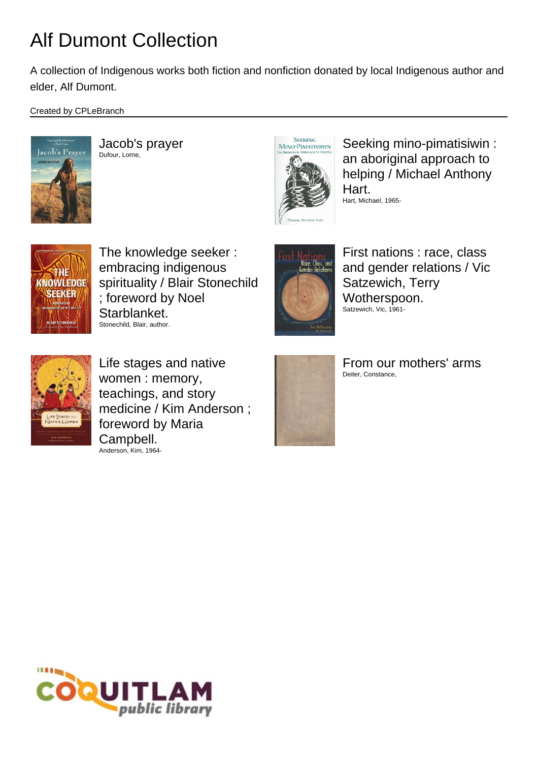# Alf Dumont Collection

A collection of Indigenous works both fiction and nonfiction donated by local Indigenous author and elder, Alf Dumont.

Created by CPLeBranch

Jacob's prayer
Dufour, Lorne,

Seeking mino-pimatisiwin : an aboriginal approach to helping / Michael Anthony Hart.
Hart, Michael, 1965-

The knowledge seeker : embracing indigenous spirituality / Blair Stonechild ; foreword by Noel Starblanket.
Stonechild, Blair, author.

First nations : race, class and gender relations / Vic Satzewich, Terry Wotherspoon.
Satzewich, Vic, 1961-

Life stages and native women : memory, teachings, and story medicine / Kim Anderson ; foreword by Maria Campbell.
Anderson, Kim, 1964-

From our mothers' arms
Deiter, Constance,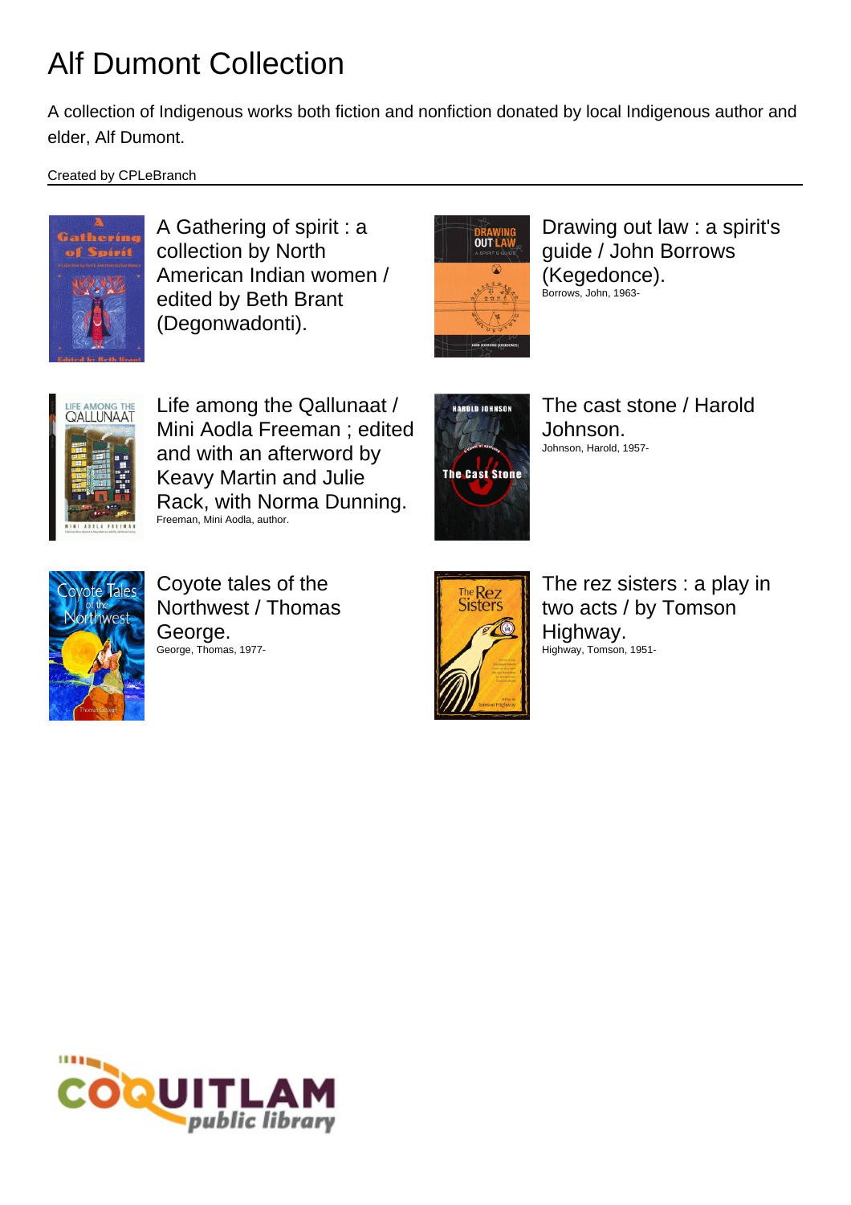# Alf Dumont Collection

A collection of Indigenous works both fiction and nonfiction donated by local Indigenous author and elder, Alf Dumont.

Created by CPLeBranch

A Gathering of spirit : a collection by North American Indian women / edited by Beth Brant (Degonwadonti).

Drawing out law : a spirit's guide / John Borrows (Kegedonce).
Borrows, John, 1963-

Life among the Qallunaat / Mini Aodla Freeman ; edited and with an afterword by Keavy Martin and Julie Rack, with Norma Dunning.
Freeman, Mini Aodla, author.

The cast stone / Harold Johnson.
Johnson, Harold, 1957-

Coyote tales of the Northwest / Thomas George.
George, Thomas, 1977-

The rez sisters : a play in two acts / by Tomson Highway.
Highway, Tomson, 1951-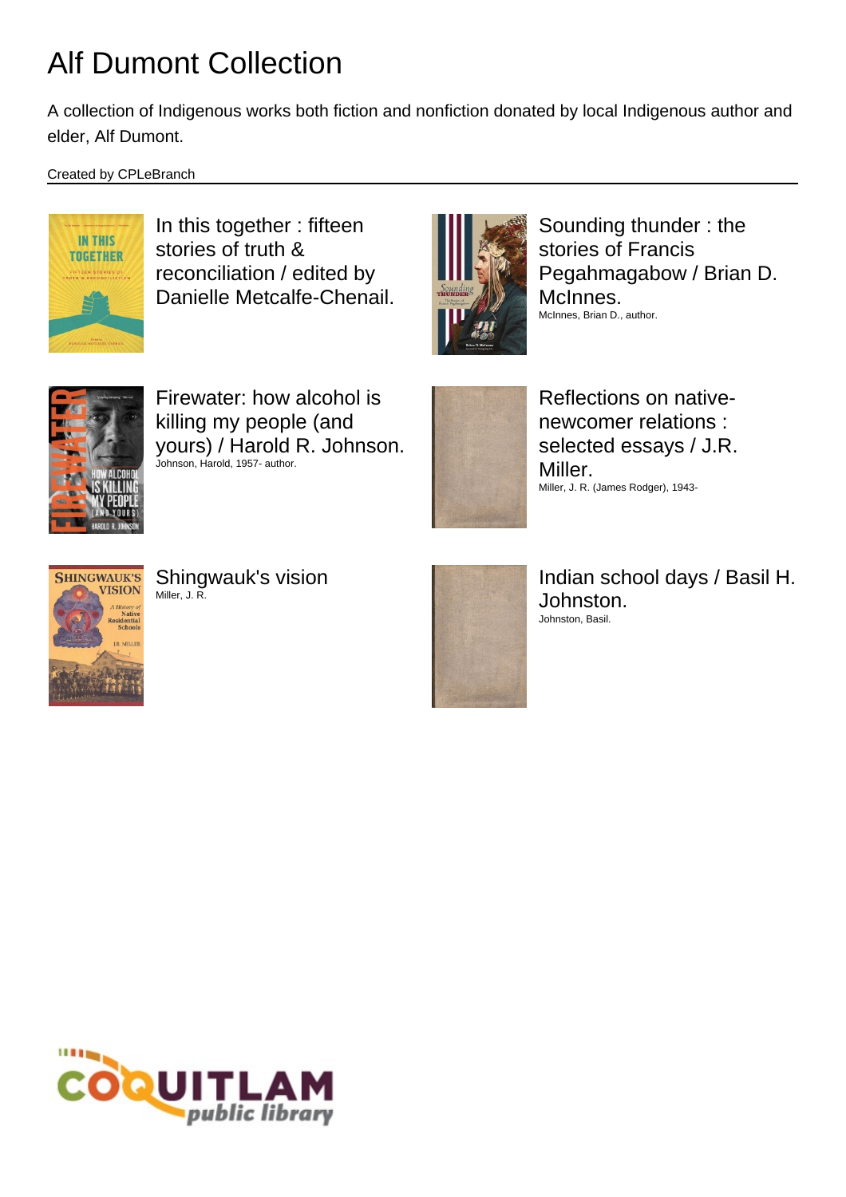# Alf Dumont Collection

A collection of Indigenous works both fiction and nonfiction donated by local Indigenous author and elder, Alf Dumont.

Created by CPLeBranch

In this together : fifteen stories of truth & reconciliation / edited by Danielle Metcalfe-Chenail.

Sounding thunder : the stories of Francis Pegahmagabow / Brian D. McInnes.
McInnes, Brian D., author.

Firewater: how alcohol is killing my people (and yours) / Harold R. Johnson.
Johnson, Harold, 1957- author.

Reflections on native-newcomer relations : selected essays / J.R. Miller.
Miller, J. R. (James Rodger), 1943-

Shingwauk's vision
Miller, J. R.

Indian school days / Basil H. Johnston.
Johnston, Basil.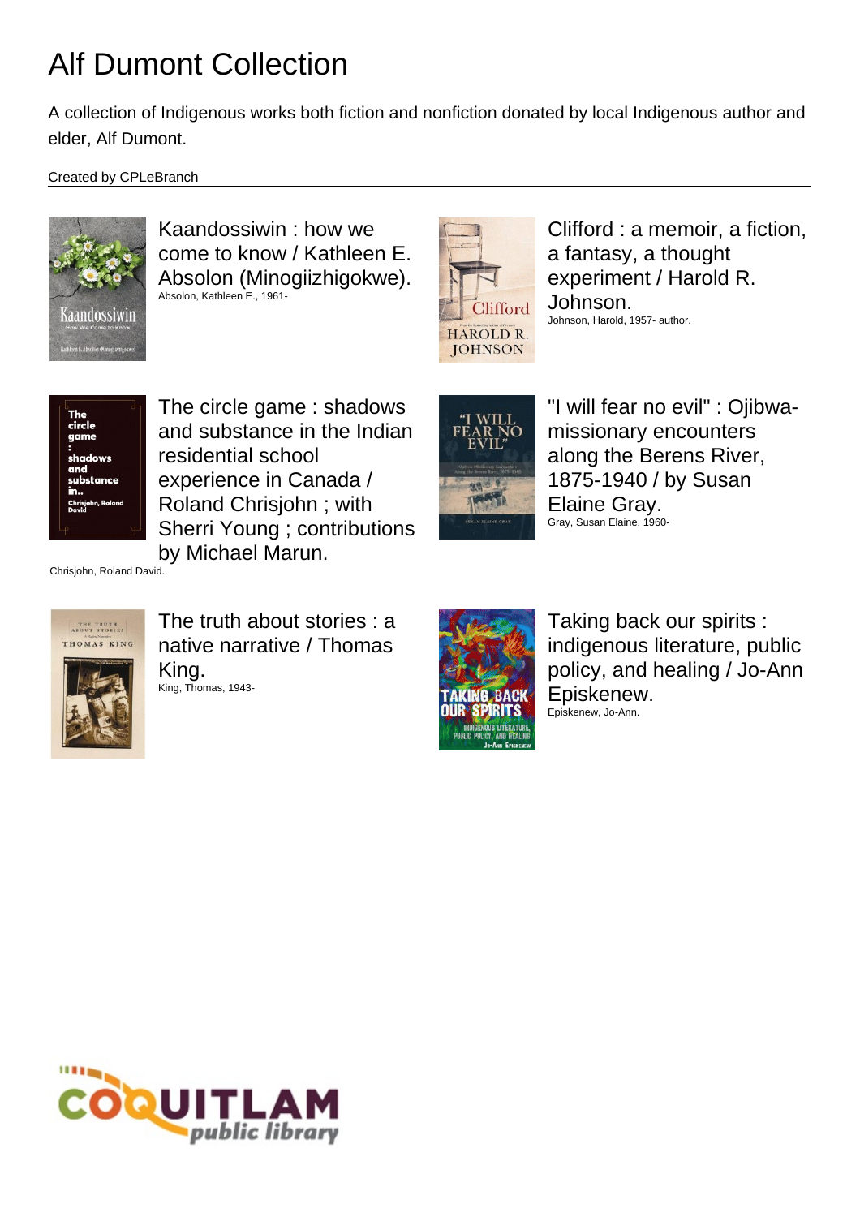# Alf Dumont Collection

A collection of Indigenous works both fiction and nonfiction donated by local Indigenous author and elder, Alf Dumont.

Created by CPLeBranch

Kaandossiwin : how we come to know / Kathleen E. Absolon (Minogiizhigokwe).
Absolon, Kathleen E., 1961-

Clifford : a memoir, a fiction, a fantasy, a thought experiment / Harold R. Johnson.
Johnson, Harold, 1957- author.

The circle game : shadows and substance in the Indian residential school experience in Canada / Roland Chrisjohn ; with Sherri Young ; contributions by Michael Marun.
Chrisjohn, Roland David.

"I will fear no evil" : Ojibwa-missionary encounters along the Berens River, 1875-1940 / by Susan Elaine Gray.
Gray, Susan Elaine, 1960-

The truth about stories : a native narrative / Thomas King.
King, Thomas, 1943-

Taking back our spirits : indigenous literature, public policy, and healing / Jo-Ann Episkenew.
Episkenew, Jo-Ann.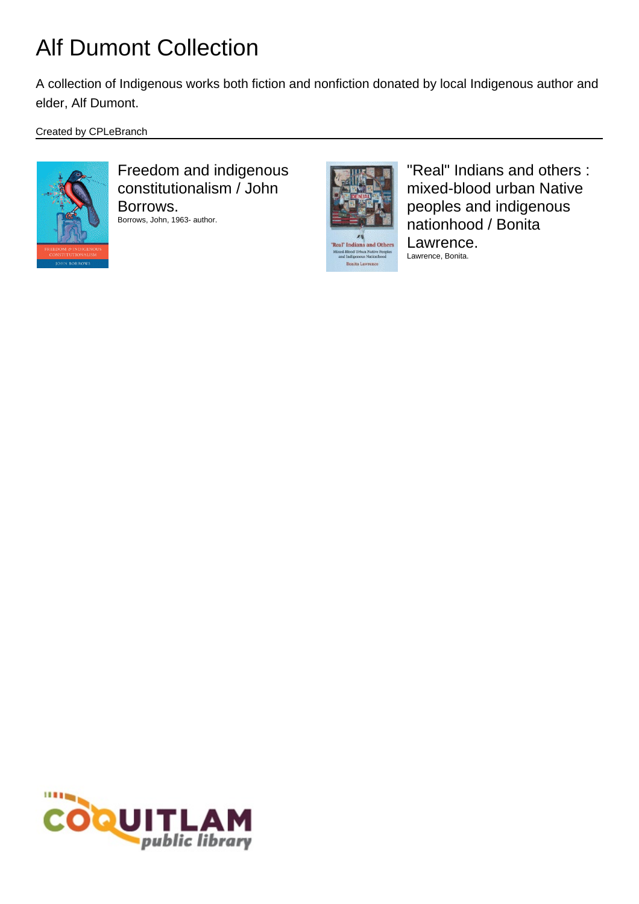# Alf Dumont Collection

A collection of Indigenous works both fiction and nonfiction donated by local Indigenous author and elder, Alf Dumont.

Created by CPLeBranch

Freedom and indigenous constitutionalism / John Borrows.

Borrows, John, 1963- author.

"Real" Indians and others : mixed-blood urban Native peoples and indigenous nationhood / Bonita Lawrence.

Lawrence, Bonita.